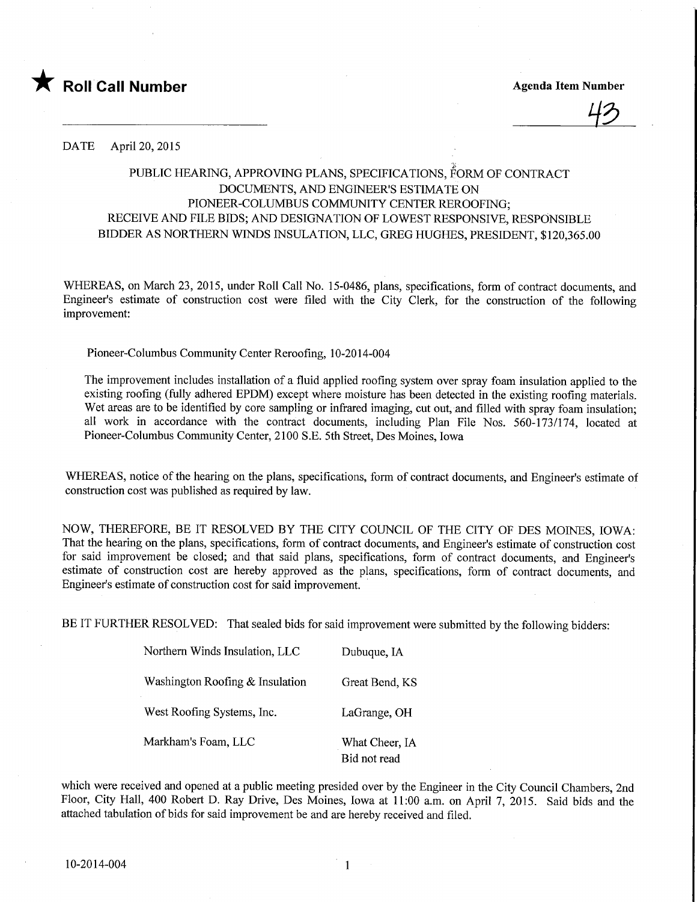★ **Roll Call Number**

**Agenda Item Number**

43

DATE April 20, 2015

PUBLIC HEARING, APPROVING PLANS, SPECIFICATIONS, FORM OF CONTRACT DOCUMENTS, AND ENGINEER'S ESTIMATE ON PIONEER-COLUMBUS COMMUNITY CENTER REROOFING; RECEIVE AND FILE BIDS; AND DESIGNATION OF LOWEST RESPONSIVE, RESPONSIBLE BIDDER AS NORTHERN WINDS INSULATION, LLC, GREG HUGHES, PRESIDENT, $120,365.00

WHEREAS, on March 23, 2015, under Roll Call No. 15-0486, plans, specifications, form of contract documents, and Engineer's estimate of construction cost were filed with the City Clerk, for the construction of the following improvement:

Pioneer-Columbus Community Center Reroofing, 10-2014-004

The improvement includes installation of a fluid applied roofing system over spray foam insulation applied to the existing roofing (fully adhered EPDM) except where moisture has been detected in the existing roofing materials. Wet areas are to be identified by core sampling or infrared imaging, cut out, and filled with spray foam insulation; all work in accordance with the contract documents, including Plan File Nos. 560-173/174, located at Pioneer-Columbus Community Center, 2100 S.E. 5th Street, Des Moines, Iowa

WHEREAS, notice of the hearing on the plans, specifications, form of contract documents, and Engineer's estimate of construction cost was published as required by law.

NOW, THEREFORE, BE IT RESOLVED BY THE CITY COUNCIL OF THE CITY OF DES MOINES, IOWA: That the hearing on the plans, specifications, form of contract documents, and Engineer's estimate of construction cost for said improvement be closed; and that said plans, specifications, form of contract documents, and Engineer's estimate of construction cost are hereby approved as the plans, specifications, form of contract documents, and Engineer's estimate of construction cost for said improvement.

BE IT FURTHER RESOLVED: That sealed bids for said improvement were submitted by the following bidders:

| | |
|---|---|
| Northern Winds Insulation, LLC | Dubuque, IA |
| Washington Roofing & Insulation | Great Bend, KS |
| West Roofing Systems, Inc. | LaGrange, OH |
| Markham's Foam, LLC | What Cheer, IA<br>Bid not read |

which were received and opened at a public meeting presided over by the Engineer in the City Council Chambers, 2nd Floor, City Hall, 400 Robert D. Ray Drive, Des Moines, Iowa at 11:00 a.m. on April 7, 2015. Said bids and the attached tabulation of bids for said improvement be and are hereby received and filed.

10-2014-004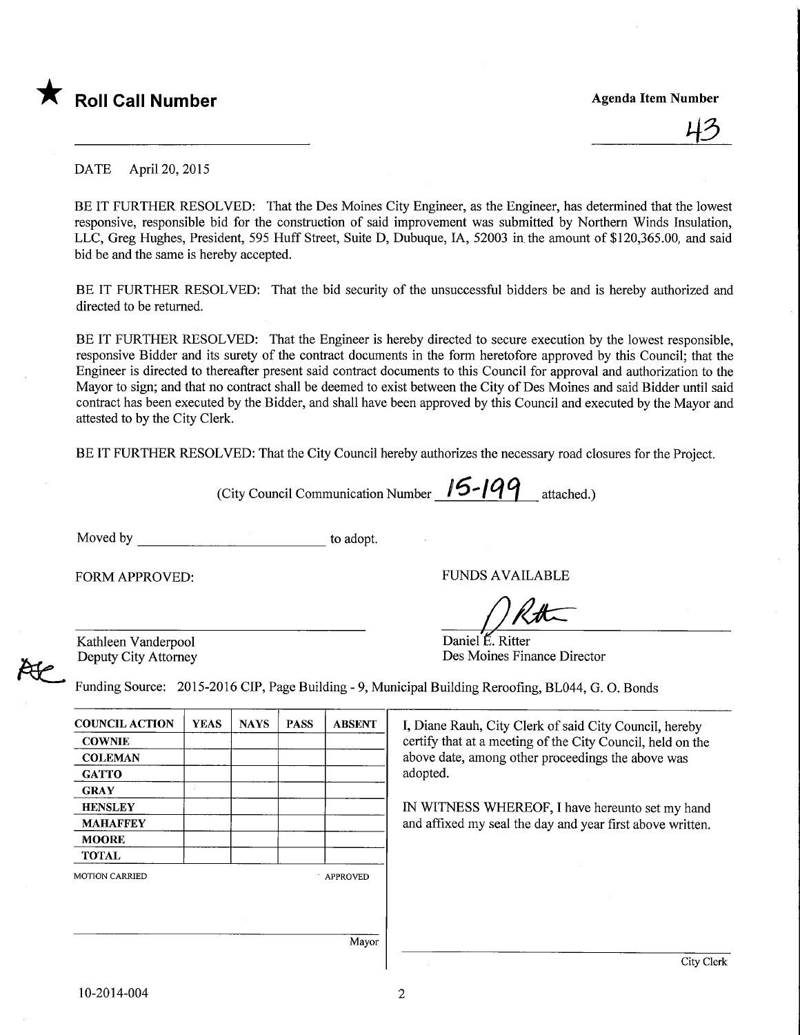★ **Roll Call Number**

**Agenda Item Number**

43

DATE April 20, 2015

BE IT FURTHER RESOLVED: That the Des Moines City Engineer, as the Engineer, has determined that the lowest responsive, responsible bid for the construction of said improvement was submitted by Northern Winds Insulation, LLC, Greg Hughes, President, 595 Huff Street, Suite D, Dubuque, IA, 52003 in the amount of $120,365.00, and said bid be and the same is hereby accepted.

BE IT FURTHER RESOLVED: That the bid security of the unsuccessful bidders be and is hereby authorized and directed to be returned.

BE IT FURTHER RESOLVED: That the Engineer is hereby directed to secure execution by the lowest responsible, responsive Bidder and its surety of the contract documents in the form heretofore approved by this Council; that the Engineer is directed to thereafter present said contract documents to this Council for approval and authorization to the Mayor to sign; and that no contract shall be deemed to exist between the City of Des Moines and said Bidder until said contract has been executed by the Bidder, and shall have been approved by this Council and executed by the Mayor and attested to by the City Clerk.

BE IT FURTHER RESOLVED: That the City Council hereby authorizes the necessary road closures for the Project.

(City Council Communication Number 15-199 attached.)

Moved by ______________________ to adopt.

FORM APPROVED:

Kathleen Vanderpool
Deputy City Attorney

FUNDS AVAILABLE

Daniel E. Ritter
Des Moines Finance Director

Funding Source: 2015-2016 CIP, Page Building - 9, Municipal Building Reroofing, BL044, G. O. Bonds

| COUNCIL ACTION | YEAS | NAYS | PASS | ABSENT |
|---|---|---|---|---|
| COWNIE | | | | |
| COLEMAN | | | | |
| GATTO | | | | |
| GRAY | | | | |
| HENSLEY | | | | |
| MAHAFFEY | | | | |
| MOORE | | | | |
| TOTAL | | | | |

MOTION CARRIED APPROVED

Mayor

I, Diane Rauh, City Clerk of said City Council, hereby certify that at a meeting of the City Council, held on the above date, among other proceedings the above was adopted.

IN WITNESS WHEREOF, I have hereunto set my hand and affixed my seal the day and year first above written.

City Clerk

10-2014-004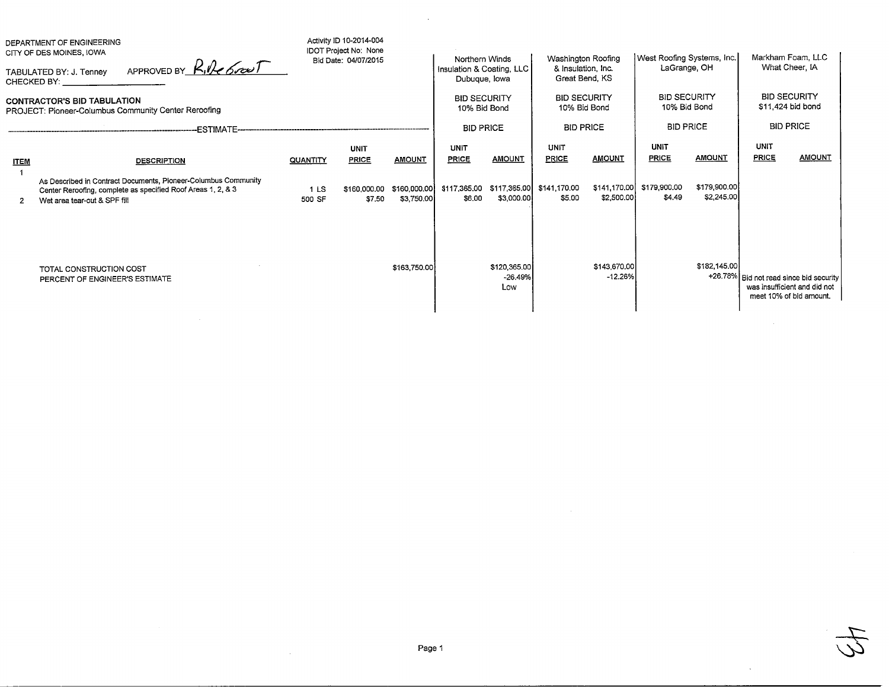DEPARTMENT OF ENGINEERING
CITY OF DES MOINES, IOWA

TABULATED BY: J. Tenney APPROVED BY R. Ah Grout
CHECKED BY: ____________________

Activity ID 10-2014-004
IDOT Project No: None
Bid Date: 04/07/2015

**CONTRACTOR'S BID TABULATION**
PROJECT: Pioneer-Columbus Community Center Reroofing

| | | | ESTIMATE | | Northern Winds Insulation & Coating, LLC Dubuque, Iowa | | Washington Roofing & Insulation, Inc. Great Bend, KS | | West Roofing Systems, Inc. LaGrange, OH | | Markham Foam, LLC What Cheer, IA | |
|---|---|---|---|---|---|---|---|---|---|---|---|---|
| | | | | | BID SECURITY 10% Bid Bond | | BID SECURITY 10% Bid Bond | | BID SECURITY 10% Bid Bond | | BID SECURITY $11,424 bid bond | |
| | | | | | BID PRICE | | BID PRICE | | BID PRICE | | BID PRICE | |
| **ITEM** | **DESCRIPTION** | **QUANTITY** | **UNIT PRICE** | **AMOUNT** | **UNIT PRICE** | **AMOUNT** | **UNIT PRICE** | **AMOUNT** | **UNIT PRICE** | **AMOUNT** | **UNIT PRICE** | **AMOUNT** |
| 1 | As Described in Contract Documents, Pioneer-Columbus Community Center Reroofing, complete as specified Roof Areas 1, 2, & 3 | 1 LS | $160,000.00 | $160,000.00 | $117,365.00 | $117,365.00 | $141,170.00 | $141,170.00 | $179,900.00 | $179,900.00 | | |
| 2 | Wet area tear-out & SPF fill | 500 SF | $7.50 | $3,750.00 | $6.00 | $3,000.00 | $5.00 | $2,500.00 | $4.49 | $2,245.00 | | |
| | TOTAL CONSTRUCTION COST | | | $163,750.00 | | $120,365.00 | | $143,670.00 | | $182,145.00 | Bid not read since bid security was insufficient and did not meet 10% of bid amount. | |
| | PERCENT OF ENGINEER'S ESTIMATE | | | | | -26.49% Low | | -12.26% | | +26.78% | | |